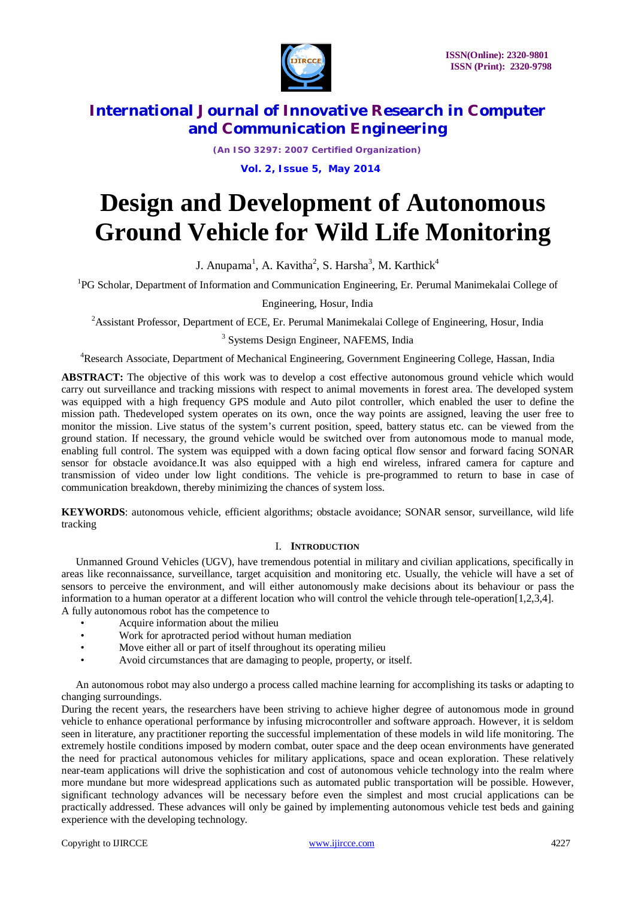# Design and Development of Autonomous Ground Vehicle for Wild Life Monitoring

J. Anupama[1], A. Kavitha[2], S. Harsha[3], M. Karthick[4]

[1]PG Scholar, Department of Information and Communication Engineering, Er. Perumal Manimekalai College of Engineering, Hosur, India

[2]Assistant Professor, Department of ECE, Er. Perumal Manimekalai College of Engineering, Hosur, India

[3] Systems Design Engineer, NAFEMS, India

[4]Research Associate, Department of Mechanical Engineering, Government Engineering College, Hassan, India

**ABSTRACT:** The objective of this work was to develop a cost effective autonomous ground vehicle which would carry out surveillance and tracking missions with respect to animal movements in forest area. The developed system was equipped with a high frequency GPS module and Auto pilot controller, which enabled the user to define the mission path. Thedeveloped system operates on its own, once the way points are assigned, leaving the user free to monitor the mission. Live status of the system's current position, speed, battery status etc. can be viewed from the ground station. If necessary, the ground vehicle would be switched over from autonomous mode to manual mode, enabling full control. The system was equipped with a down facing optical flow sensor and forward facing SONAR sensor for obstacle avoidance.It was also equipped with a high end wireless, infrared camera for capture and transmission of video under low light conditions. The vehicle is pre-programmed to return to base in case of communication breakdown, thereby minimizing the chances of system loss.

**KEYWORDS**: autonomous vehicle, efficient algorithms; obstacle avoidance; SONAR sensor, surveillance, wild life tracking

## I. Introduction

Unmanned Ground Vehicles (UGV), have tremendous potential in military and civilian applications, specifically in areas like reconnaissance, surveillance, target acquisition and monitoring etc. Usually, the vehicle will have a set of sensors to perceive the environment, and will either autonomously make decisions about its behaviour or pass the information to a human operator at a different location who will control the vehicle through tele-operation[1,2,3,4].

A fully autonomous robot has the competence to

- Acquire information about the milieu
- Work for aprotracted period without human mediation
- Move either all or part of itself throughout its operating milieu
- Avoid circumstances that are damaging to people, property, or itself.

An autonomous robot may also undergo a process called machine learning for accomplishing its tasks or adapting to changing surroundings.

During the recent years, the researchers have been striving to achieve higher degree of autonomous mode in ground vehicle to enhance operational performance by infusing microcontroller and software approach. However, it is seldom seen in literature, any practitioner reporting the successful implementation of these models in wild life monitoring. The extremely hostile conditions imposed by modern combat, outer space and the deep ocean environments have generated the need for practical autonomous vehicles for military applications, space and ocean exploration. These relatively near-team applications will drive the sophistication and cost of autonomous vehicle technology into the realm where more mundane but more widespread applications such as automated public transportation will be possible. However, significant technology advances will be necessary before even the simplest and most crucial applications can be practically addressed. These advances will only be gained by implementing autonomous vehicle test beds and gaining experience with the developing technology.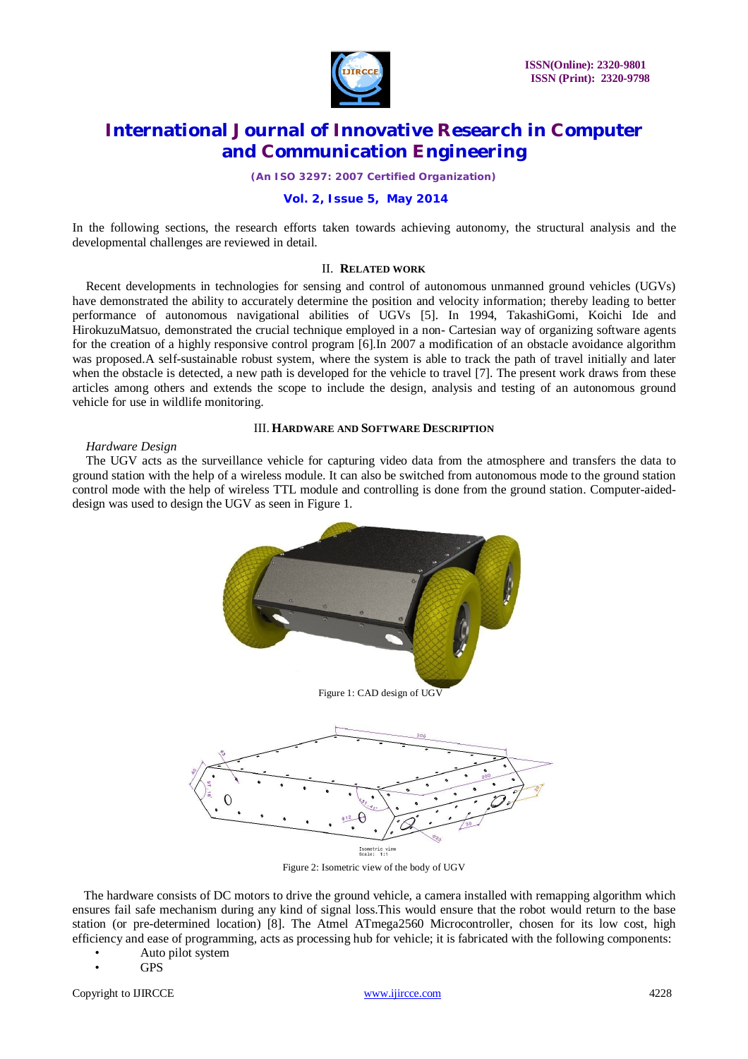In the following sections, the research efforts taken towards achieving autonomy, the structural analysis and the developmental challenges are reviewed in detail.

## II. Related work

Recent developments in technologies for sensing and control of autonomous unmanned ground vehicles (UGVs) have demonstrated the ability to accurately determine the position and velocity information; thereby leading to better performance of autonomous navigational abilities of UGVs [5]. In 1994, TakashiGomi, Koichi Ide and HirokuzuMatsuo, demonstrated the crucial technique employed in a non- Cartesian way of organizing software agents for the creation of a highly responsive control program [6].In 2007 a modification of an obstacle avoidance algorithm was proposed.A self-sustainable robust system, where the system is able to track the path of travel initially and later when the obstacle is detected, a new path is developed for the vehicle to travel [7]. The present work draws from these articles among others and extends the scope to include the design, analysis and testing of an autonomous ground vehicle for use in wildlife monitoring.

## III. Hardware and Software Description

*Hardware Design*

The UGV acts as the surveillance vehicle for capturing video data from the atmosphere and transfers the data to ground station with the help of a wireless module. It can also be switched from autonomous mode to the ground station control mode with the help of wireless TTL module and controlling is done from the ground station. Computer-aided-design was used to design the UGV as seen in Figure 1.

Figure 1: CAD design of UGV

Figure 2: Isometric view of the body of UGV

The hardware consists of DC motors to drive the ground vehicle, a camera installed with remapping algorithm which ensures fail safe mechanism during any kind of signal loss.This would ensure that the robot would return to the base station (or pre-determined location) [8]. The Atmel ATmega2560 Microcontroller, chosen for its low cost, high efficiency and ease of programming, acts as processing hub for vehicle; it is fabricated with the following components:

- Auto pilot system
- GPS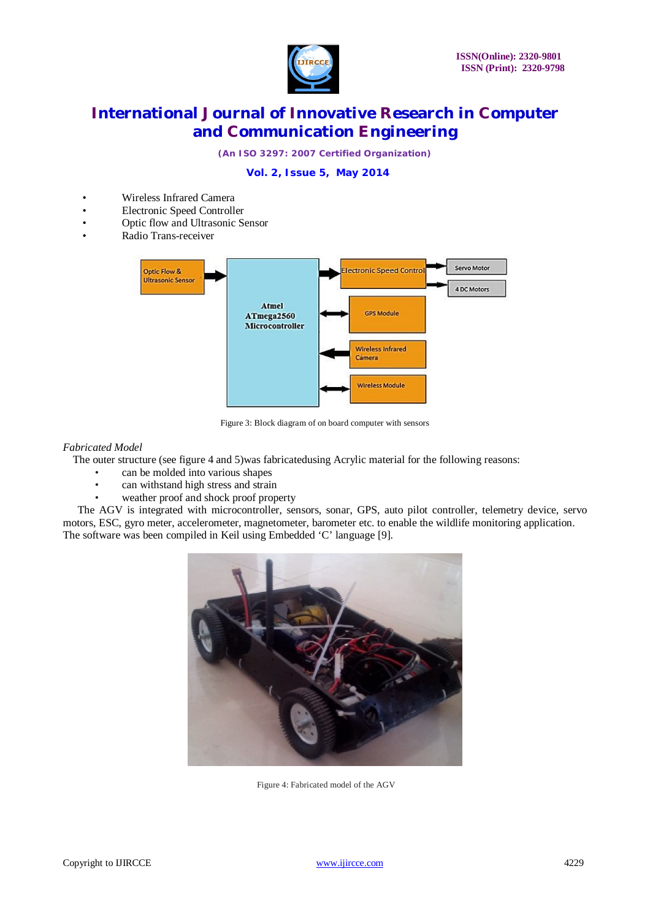- Wireless Infrared Camera
- Electronic Speed Controller
- Optic flow and Ultrasonic Sensor
- Radio Trans-receiver

Figure 3: Block diagram of on board computer with sensors

*Fabricated Model*

The outer structure (see figure 4 and 5)was fabricatedusing Acrylic material for the following reasons:

- can be molded into various shapes
- can withstand high stress and strain
- weather proof and shock proof property

The AGV is integrated with microcontroller, sensors, sonar, GPS, auto pilot controller, telemetry device, servo motors, ESC, gyro meter, accelerometer, magnetometer, barometer etc. to enable the wildlife monitoring application. The software was been compiled in Keil using Embedded 'C' language [9].

Figure 4: Fabricated model of the AGV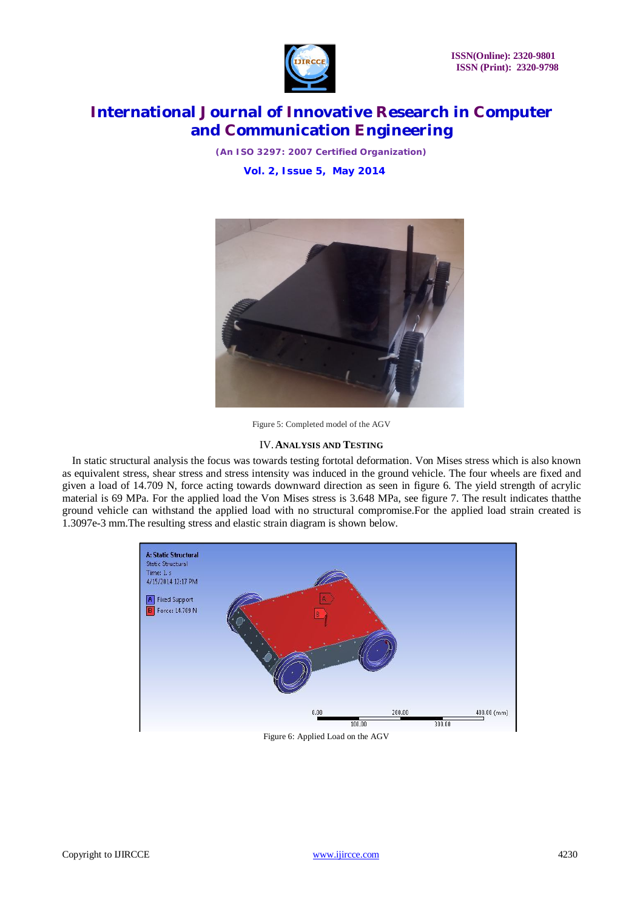Figure 5: Completed model of the AGV

## IV. ANALYSIS AND TESTING

In static structural analysis the focus was towards testing fortotal deformation. Von Mises stress which is also known as equivalent stress, shear stress and stress intensity was induced in the ground vehicle. The four wheels are fixed and given a load of 14.709 N, force acting towards downward direction as seen in figure 6. The yield strength of acrylic material is 69 MPa. For the applied load the Von Mises stress is 3.648 MPa, see figure 7. The result indicates thatthe ground vehicle can withstand the applied load with no structural compromise.For the applied load strain created is 1.3097e-3 mm.The resulting stress and elastic strain diagram is shown below.

Figure 6: Applied Load on the AGV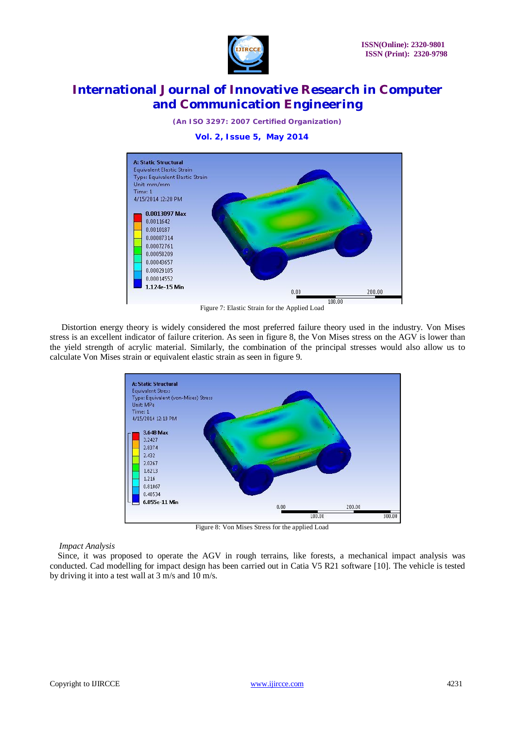Figure 7: Elastic Strain for the Applied Load

Distortion energy theory is widely considered the most preferred failure theory used in the industry. Von Mises stress is an excellent indicator of failure criterion. As seen in figure 8, the Von Mises stress on the AGV is lower than the yield strength of acrylic material. Similarly, the combination of the principal stresses would also allow us to calculate Von Mises strain or equivalent elastic strain as seen in figure 9.

Figure 8: Von Mises Stress for the applied Load

*Impact Analysis*

Since, it was proposed to operate the AGV in rough terrains, like forests, a mechanical impact analysis was conducted. Cad modelling for impact design has been carried out in Catia V5 R21 software [10]. The vehicle is tested by driving it into a test wall at 3 m/s and 10 m/s.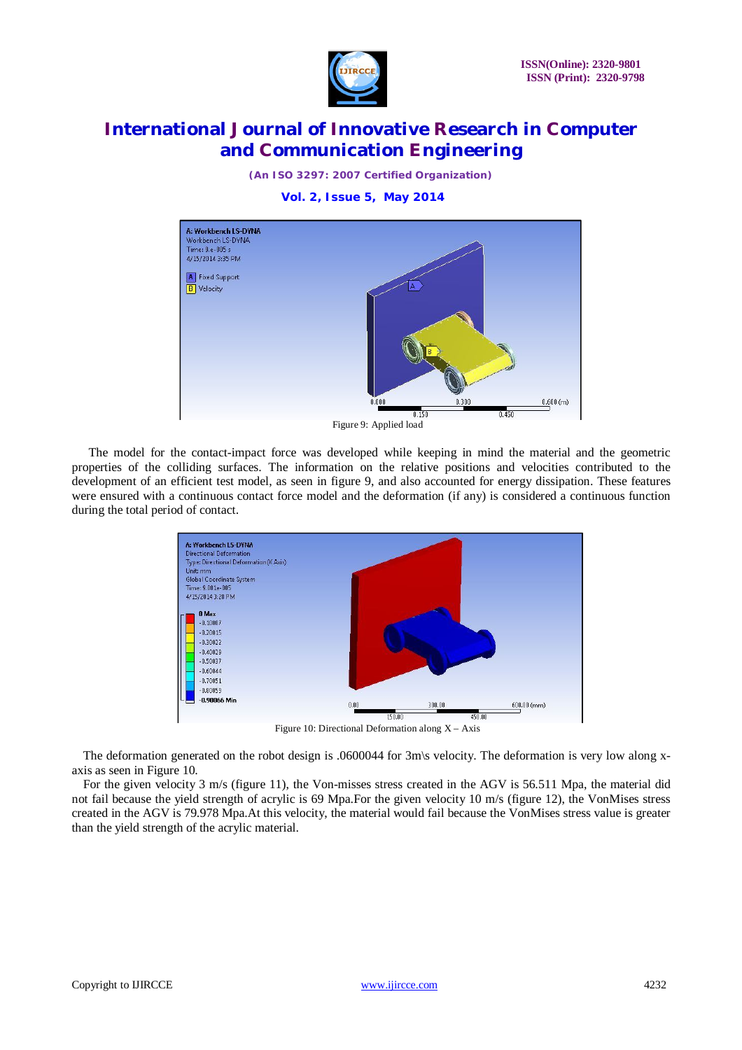Figure 9: Applied load

The model for the contact-impact force was developed while keeping in mind the material and the geometric properties of the colliding surfaces. The information on the relative positions and velocities contributed to the development of an efficient test model, as seen in figure 9, and also accounted for energy dissipation. These features were ensured with a continuous contact force model and the deformation (if any) is considered a continuous function during the total period of contact.

Figure 10: Directional Deformation along X – Axis

The deformation generated on the robot design is .0600044 for 3m\s velocity. The deformation is very low along x-axis as seen in Figure 10.

For the given velocity 3 m/s (figure 11), the Von-misses stress created in the AGV is 56.511 Mpa, the material did not fail because the yield strength of acrylic is 69 Mpa.For the given velocity 10 m/s (figure 12), the VonMises stress created in the AGV is 79.978 Mpa.At this velocity, the material would fail because the VonMises stress value is greater than the yield strength of the acrylic material.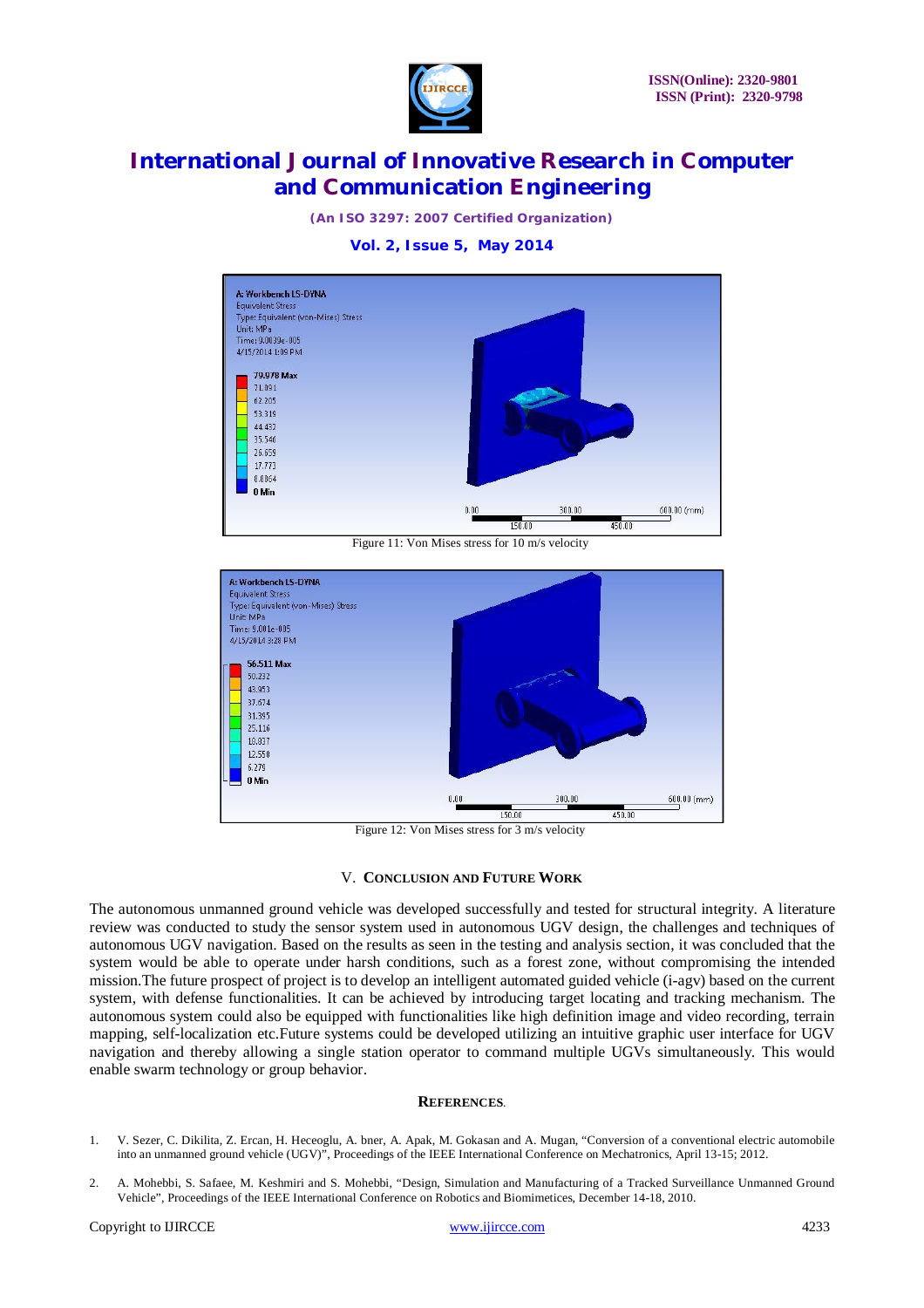Figure 11: Von Mises stress for 10 m/s velocity

Figure 12: Von Mises stress for 3 m/s velocity

## V. Conclusion and Future Work

The autonomous unmanned ground vehicle was developed successfully and tested for structural integrity. A literature review was conducted to study the sensor system used in autonomous UGV design, the challenges and techniques of autonomous UGV navigation. Based on the results as seen in the testing and analysis section, it was concluded that the system would be able to operate under harsh conditions, such as a forest zone, without compromising the intended mission.The future prospect of project is to develop an intelligent automated guided vehicle (i-agv) based on the current system, with defense functionalities. It can be achieved by introducing target locating and tracking mechanism. The autonomous system could also be equipped with functionalities like high definition image and video recording, terrain mapping, self-localization etc.Future systems could be developed utilizing an intuitive graphic user interface for UGV navigation and thereby allowing a single station operator to command multiple UGVs simultaneously. This would enable swarm technology or group behavior.

## References.

1. V. Sezer, C. Dikilita, Z. Ercan, H. Heceoglu, A. bner, A. Apak, M. Gokasan and A. Mugan, "Conversion of a conventional electric automobile into an unmanned ground vehicle (UGV)", Proceedings of the IEEE International Conference on Mechatronics, April 13-15; 2012.

2. A. Mohebbi, S. Safaee, M. Keshmiri and S. Mohebbi, "Design, Simulation and Manufacturing of a Tracked Surveillance Unmanned Ground Vehicle", Proceedings of the IEEE International Conference on Robotics and Biomimetices, December 14-18, 2010.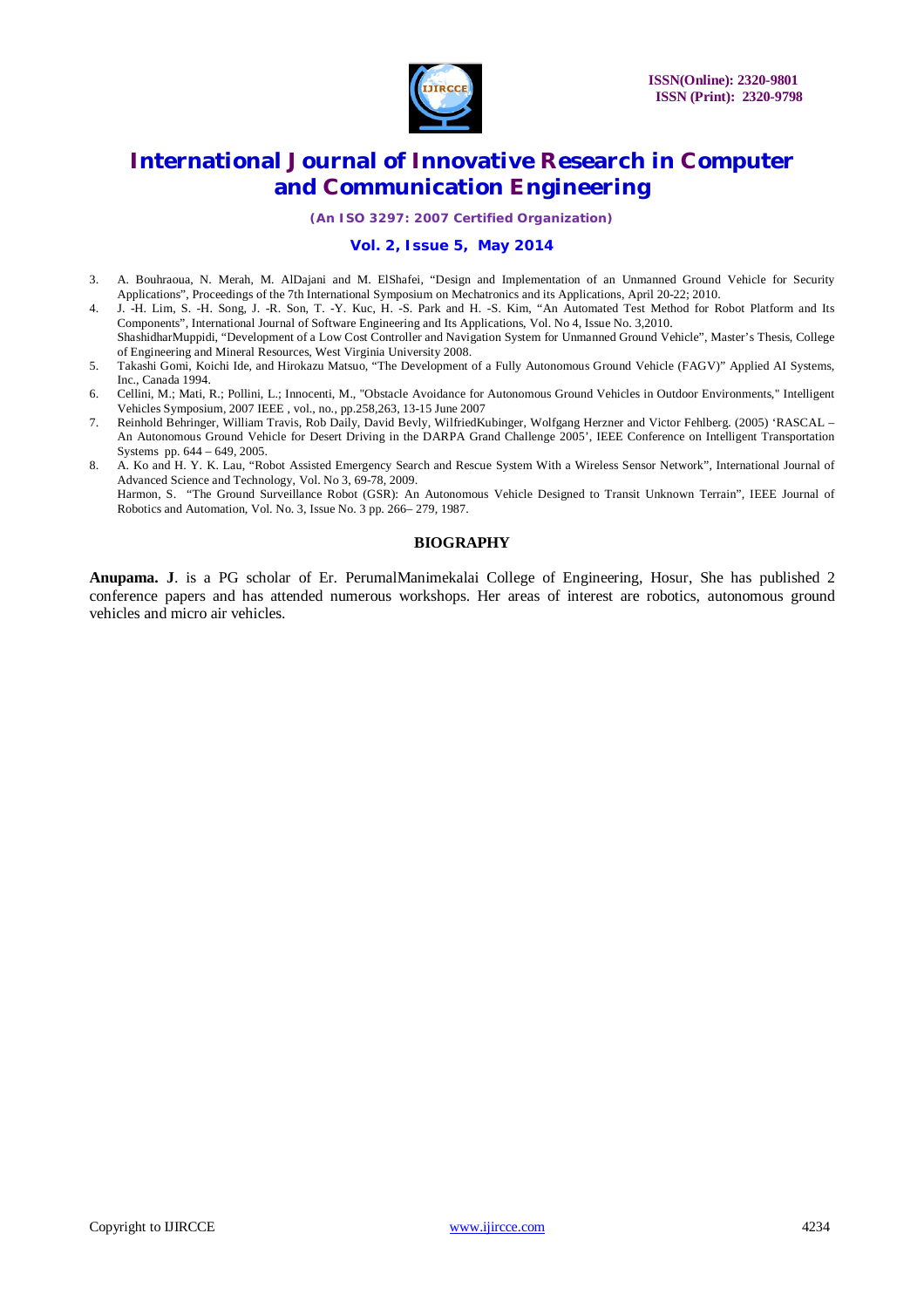3. A. Bouhraoua, N. Merah, M. AlDajani and M. ElShafei, "Design and Implementation of an Unmanned Ground Vehicle for Security Applications", Proceedings of the 7th International Symposium on Mechatronics and its Applications, April 20-22; 2010.
4. J. -H. Lim, S. -H. Song, J. -R. Son, T. -Y. Kuc, H. -S. Park and H. -S. Kim, "An Automated Test Method for Robot Platform and Its Components", International Journal of Software Engineering and Its Applications, Vol. No 4, Issue No. 3,2010.
   ShashidharMuppidi, "Development of a Low Cost Controller and Navigation System for Unmanned Ground Vehicle", Master's Thesis, College of Engineering and Mineral Resources, West Virginia University 2008.
5. Takashi Gomi, Koichi Ide, and Hirokazu Matsuo, "The Development of a Fully Autonomous Ground Vehicle (FAGV)" Applied AI Systems, Inc., Canada 1994.
6. Cellini, M.; Mati, R.; Pollini, L.; Innocenti, M., "Obstacle Avoidance for Autonomous Ground Vehicles in Outdoor Environments," Intelligent Vehicles Symposium, 2007 IEEE , vol., no., pp.258,263, 13-15 June 2007
7. Reinhold Behringer, William Travis, Rob Daily, David Bevly, WilfriedKubinger, Wolfgang Herzner and Victor Fehlberg. (2005) 'RASCAL – An Autonomous Ground Vehicle for Desert Driving in the DARPA Grand Challenge 2005', IEEE Conference on Intelligent Transportation Systems pp. 644 – 649, 2005.
8. A. Ko and H. Y. K. Lau, "Robot Assisted Emergency Search and Rescue System With a Wireless Sensor Network", International Journal of Advanced Science and Technology, Vol. No 3, 69-78, 2009.
   Harmon, S. "The Ground Surveillance Robot (GSR): An Autonomous Vehicle Designed to Transit Unknown Terrain", IEEE Journal of Robotics and Automation, Vol. No. 3, Issue No. 3 pp. 266– 279, 1987.

## BIOGRAPHY

**Anupama. J**. is a PG scholar of Er. PerumalManimekalai College of Engineering, Hosur, She has published 2 conference papers and has attended numerous workshops. Her areas of interest are robotics, autonomous ground vehicles and micro air vehicles.